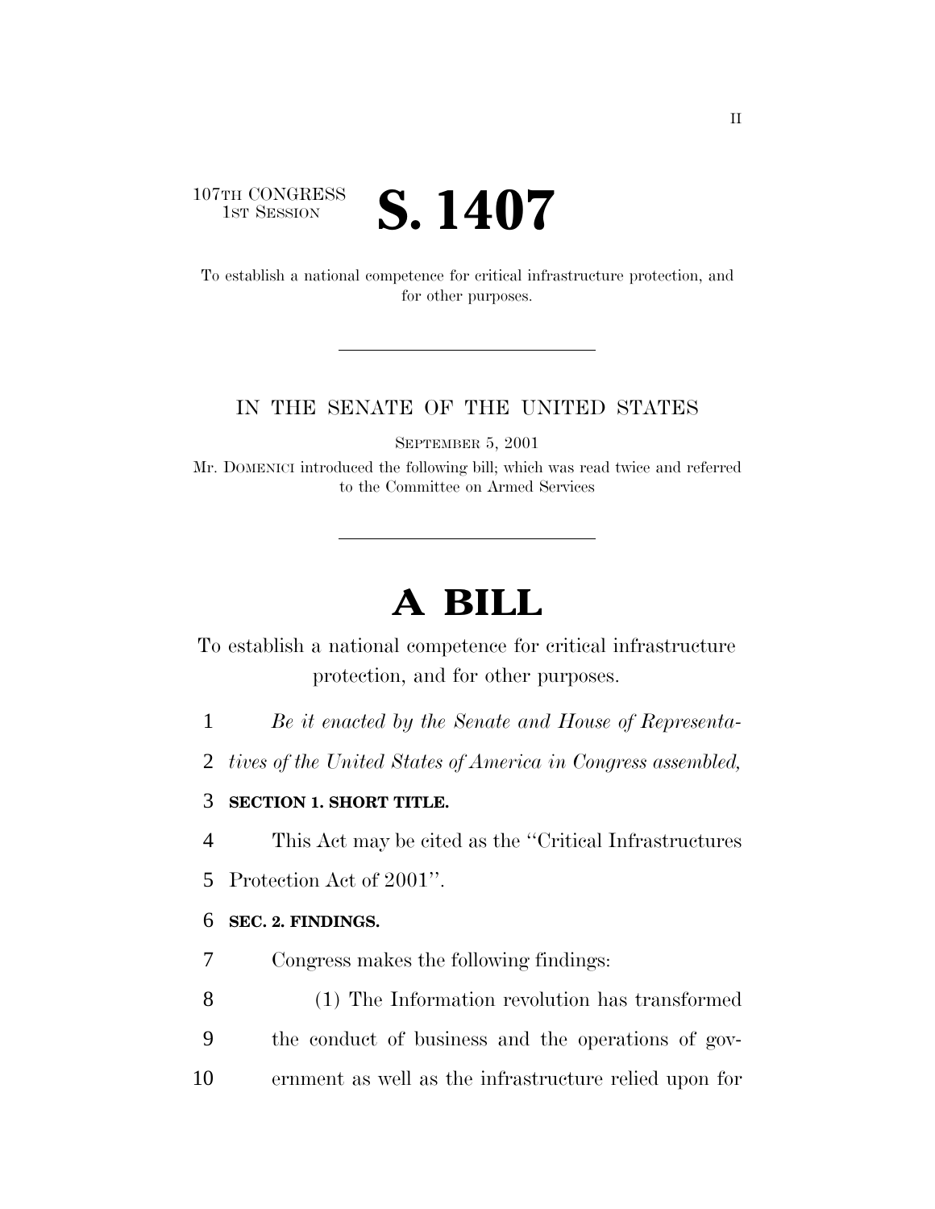107TH CONGRESS
1ST SESSION

# S. 1407

To establish a national competence for critical infrastructure protection, and for other purposes.

IN THE SENATE OF THE UNITED STATES

SEPTEMBER 5, 2001

Mr. DOMENICI introduced the following bill; which was read twice and referred to the Committee on Armed Services

# A BILL

To establish a national competence for critical infrastructure protection, and for other purposes.

*Be it enacted by the Senate and House of Representatives of the United States of America in Congress assembled,*

## SECTION 1. SHORT TITLE.

This Act may be cited as the "Critical Infrastructures Protection Act of 2001".

## SEC. 2. FINDINGS.

Congress makes the following findings:

(1) The Information revolution has transformed the conduct of business and the operations of government as well as the infrastructure relied upon for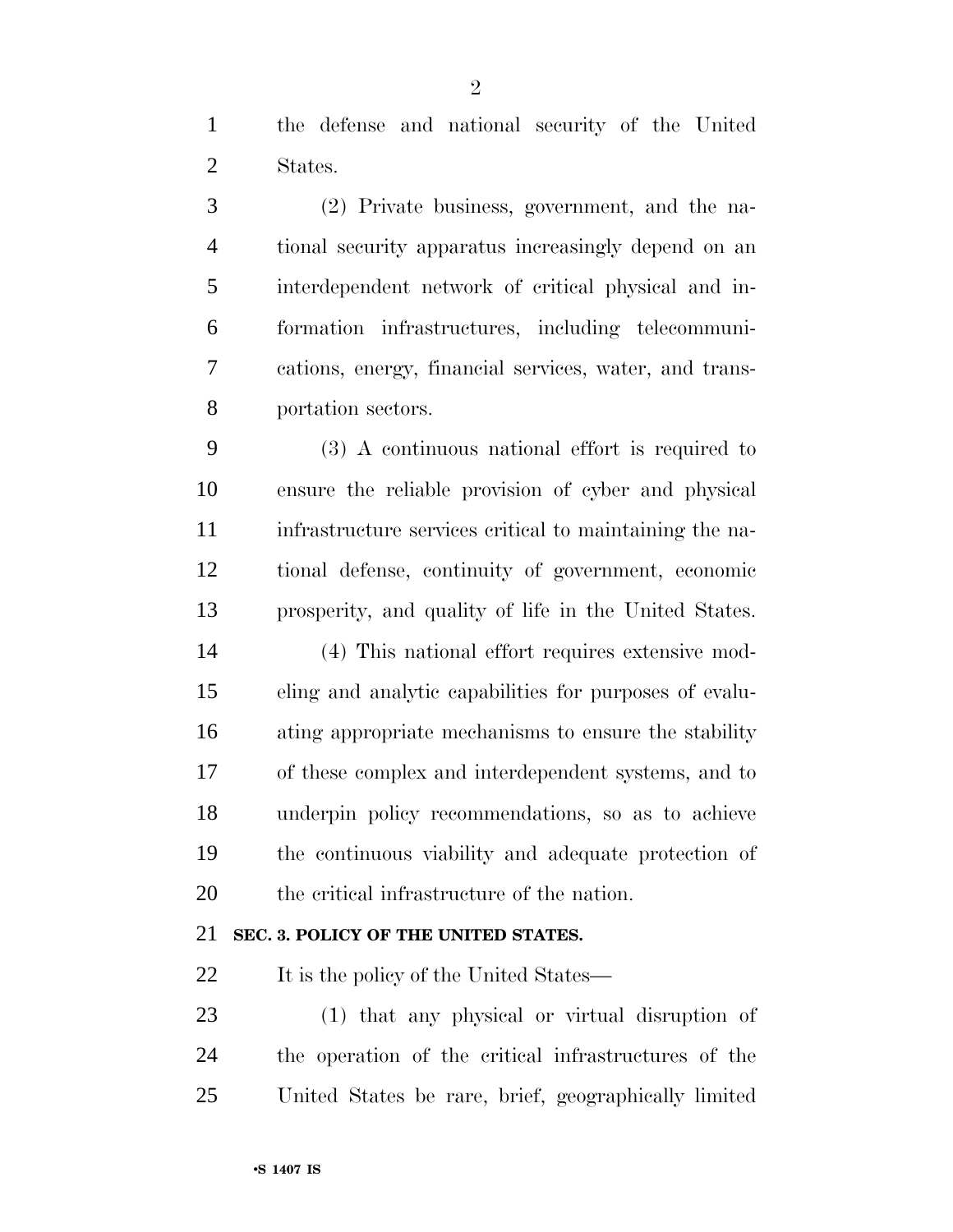the defense and national security of the United States.

(2) Private business, government, and the national security apparatus increasingly depend on an interdependent network of critical physical and information infrastructures, including telecommunications, energy, financial services, water, and transportation sectors.

(3) A continuous national effort is required to ensure the reliable provision of cyber and physical infrastructure services critical to maintaining the national defense, continuity of government, economic prosperity, and quality of life in the United States.

(4) This national effort requires extensive modeling and analytic capabilities for purposes of evaluating appropriate mechanisms to ensure the stability of these complex and interdependent systems, and to underpin policy recommendations, so as to achieve the continuous viability and adequate protection of the critical infrastructure of the nation.

**SEC. 3. POLICY OF THE UNITED STATES.**

It is the policy of the United States—

(1) that any physical or virtual disruption of the operation of the critical infrastructures of the United States be rare, brief, geographically limited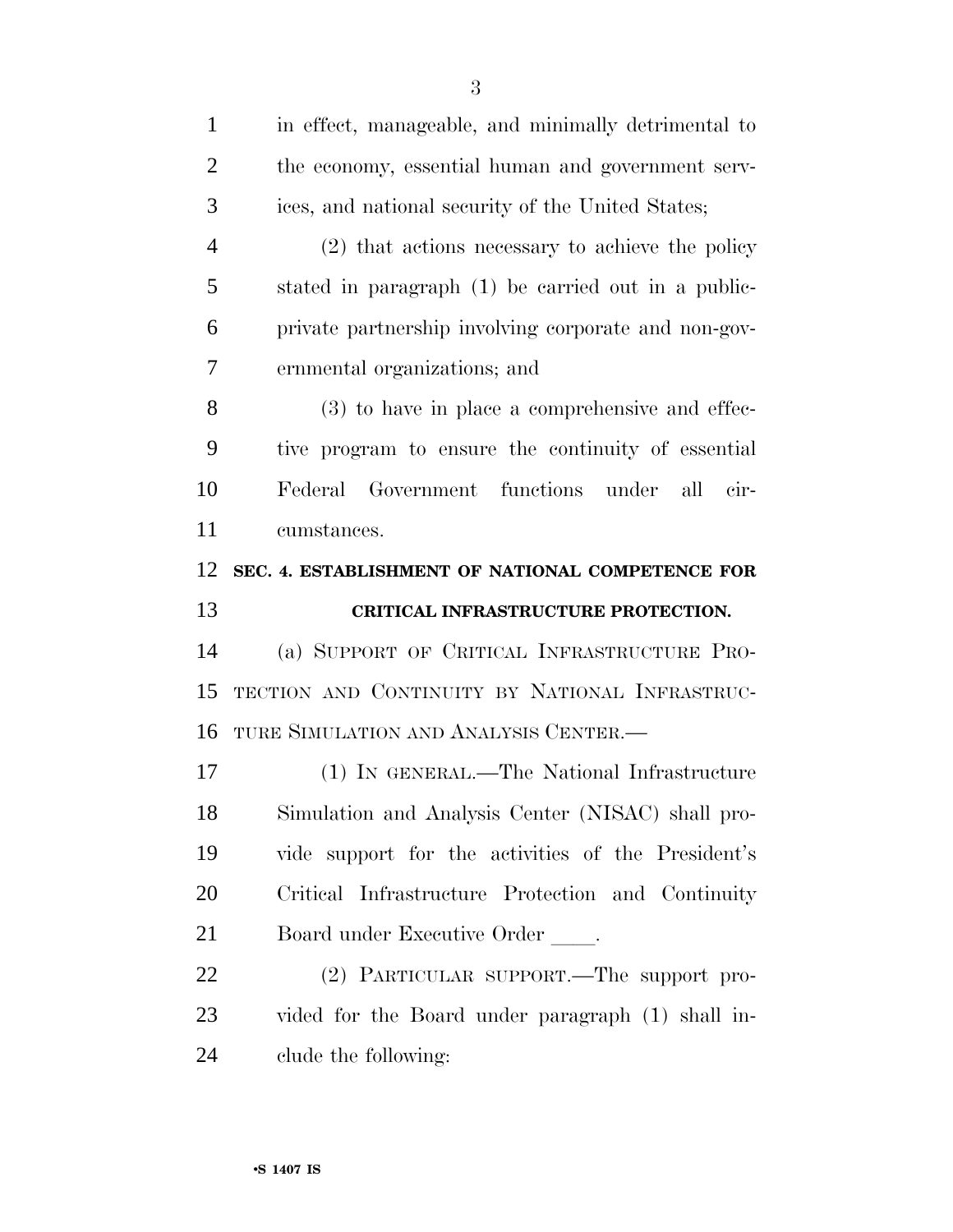in effect, manageable, and minimally detrimental to the economy, essential human and government services, and national security of the United States;

(2) that actions necessary to achieve the policy stated in paragraph (1) be carried out in a public-private partnership involving corporate and non-governmental organizations; and

(3) to have in place a comprehensive and effective program to ensure the continuity of essential Federal Government functions under all circumstances.

**SEC. 4. ESTABLISHMENT OF NATIONAL COMPETENCE FOR CRITICAL INFRASTRUCTURE PROTECTION.**

(a) SUPPORT OF CRITICAL INFRASTRUCTURE PROTECTION AND CONTINUITY BY NATIONAL INFRASTRUCTURE SIMULATION AND ANALYSIS CENTER.—

(1) IN GENERAL.—The National Infrastructure Simulation and Analysis Center (NISAC) shall provide support for the activities of the President's Critical Infrastructure Protection and Continuity Board under Executive Order ____.

(2) PARTICULAR SUPPORT.—The support provided for the Board under paragraph (1) shall include the following: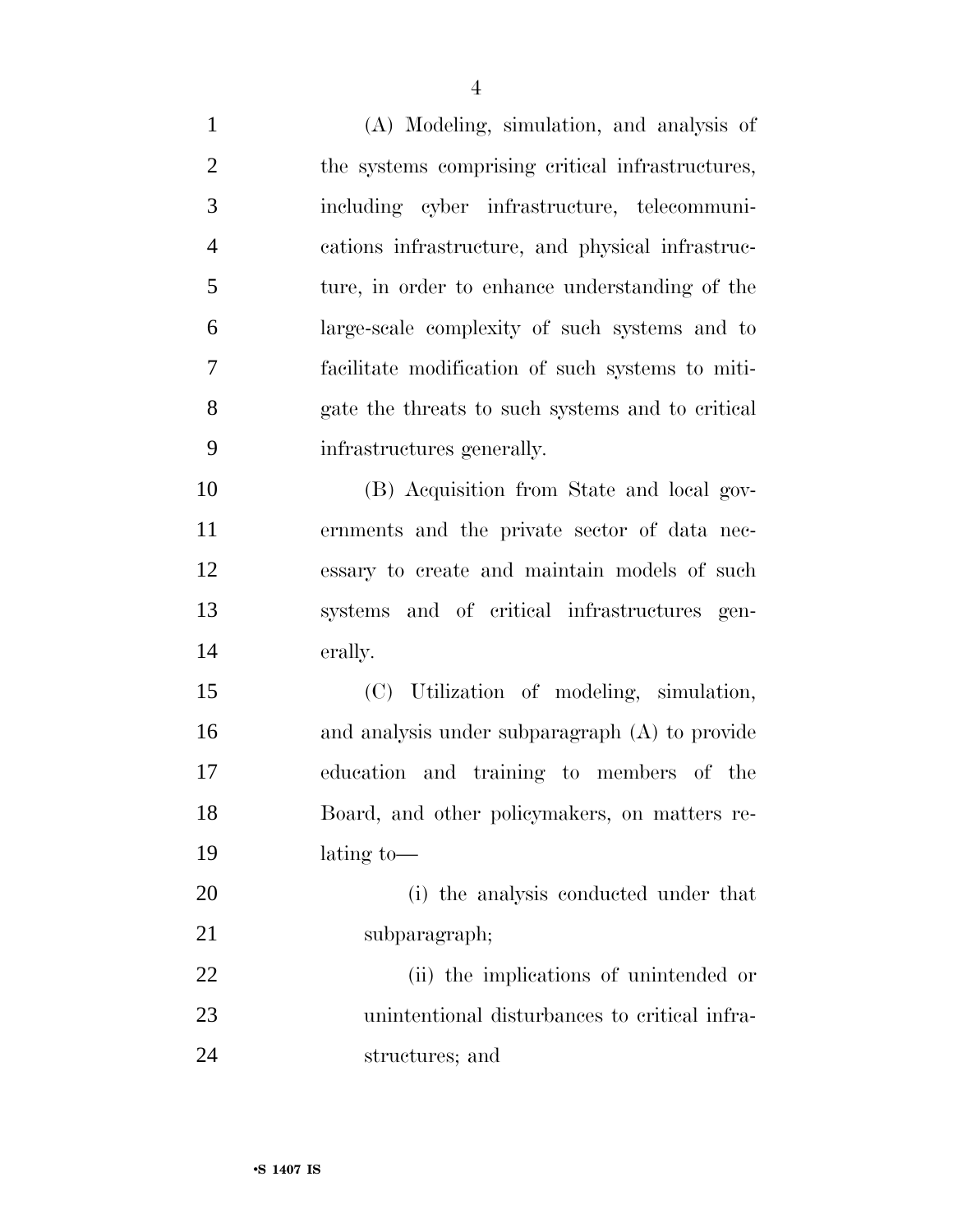(A) Modeling, simulation, and analysis of the systems comprising critical infrastructures, including cyber infrastructure, telecommunications infrastructure, and physical infrastructure, in order to enhance understanding of the large-scale complexity of such systems and to facilitate modification of such systems to mitigate the threats to such systems and to critical infrastructures generally.

(B) Acquisition from State and local governments and the private sector of data necessary to create and maintain models of such systems and of critical infrastructures generally.

(C) Utilization of modeling, simulation, and analysis under subparagraph (A) to provide education and training to members of the Board, and other policymakers, on matters relating to—

(i) the analysis conducted under that subparagraph;

(ii) the implications of unintended or unintentional disturbances to critical infrastructures; and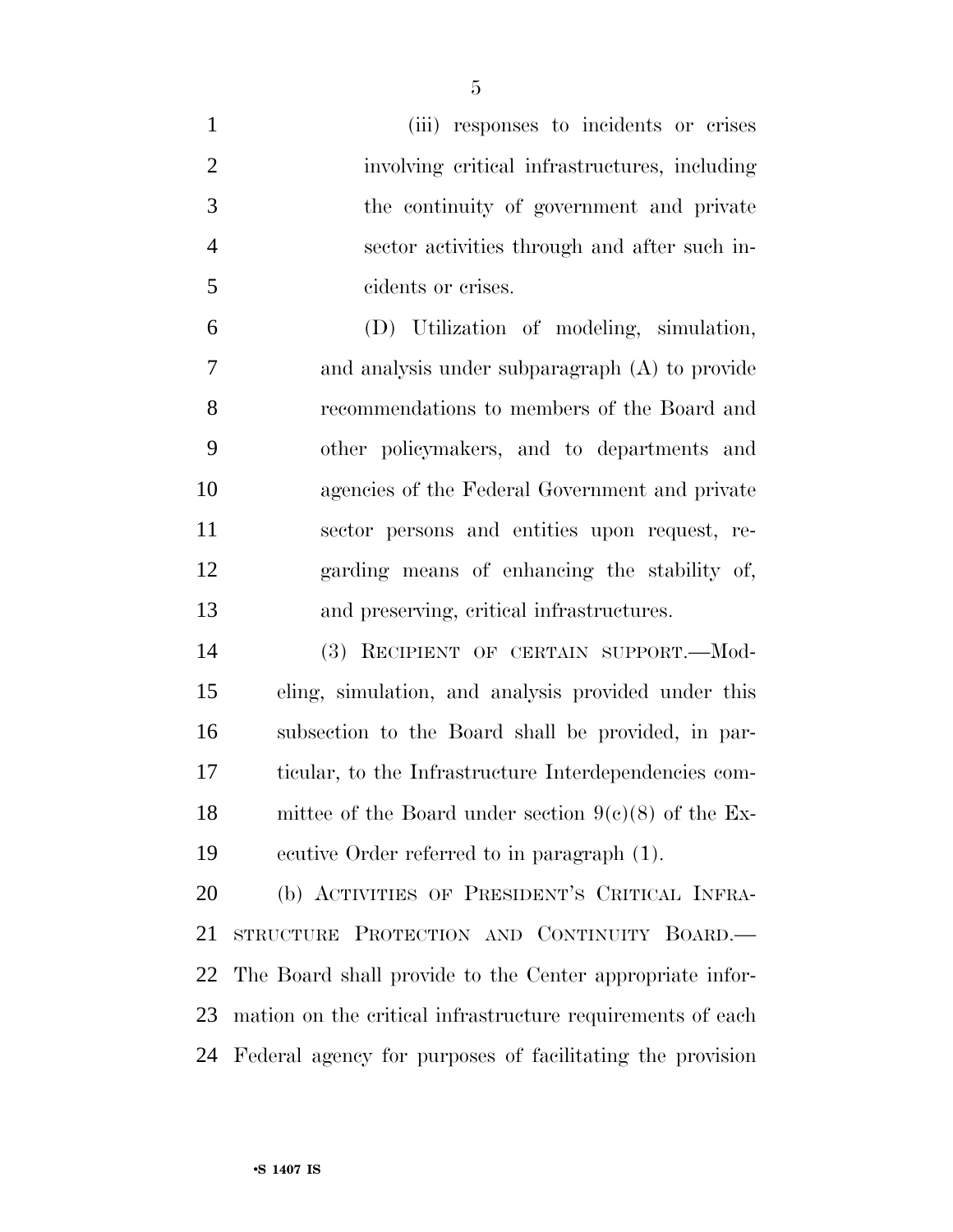(iii) responses to incidents or crises involving critical infrastructures, including the continuity of government and private sector activities through and after such incidents or crises.

(D) Utilization of modeling, simulation, and analysis under subparagraph (A) to provide recommendations to members of the Board and other policymakers, and to departments and agencies of the Federal Government and private sector persons and entities upon request, regarding means of enhancing the stability of, and preserving, critical infrastructures.

(3) RECIPIENT OF CERTAIN SUPPORT.—Modeling, simulation, and analysis provided under this subsection to the Board shall be provided, in particular, to the Infrastructure Interdependencies committee of the Board under section 9(c)(8) of the Executive Order referred to in paragraph (1).

(b) ACTIVITIES OF PRESIDENT'S CRITICAL INFRASTRUCTURE PROTECTION AND CONTINUITY BOARD.—The Board shall provide to the Center appropriate information on the critical infrastructure requirements of each Federal agency for purposes of facilitating the provision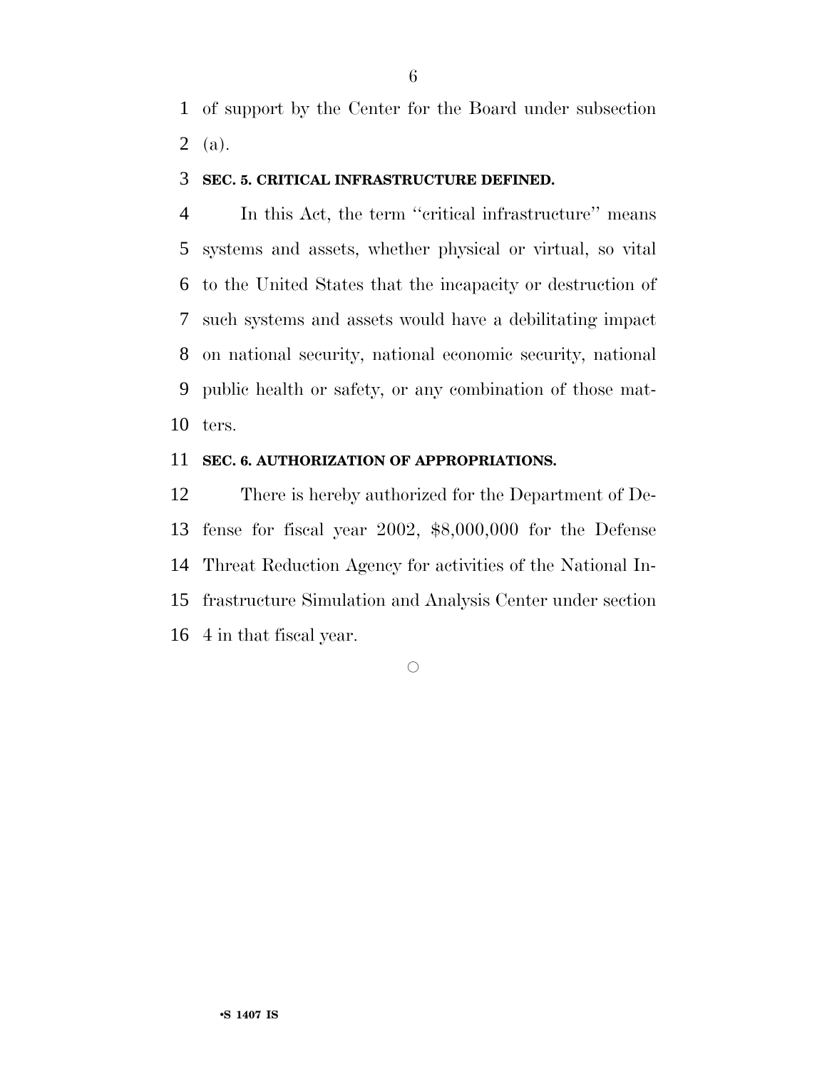of support by the Center for the Board under subsection (a).

### SEC. 5. CRITICAL INFRASTRUCTURE DEFINED.

In this Act, the term ''critical infrastructure'' means systems and assets, whether physical or virtual, so vital to the United States that the incapacity or destruction of such systems and assets would have a debilitating impact on national security, national economic security, national public health or safety, or any combination of those matters.

### SEC. 6. AUTHORIZATION OF APPROPRIATIONS.

There is hereby authorized for the Department of Defense for fiscal year 2002, $8,000,000 for the Defense Threat Reduction Agency for activities of the National Infrastructure Simulation and Analysis Center under section 4 in that fiscal year.

○